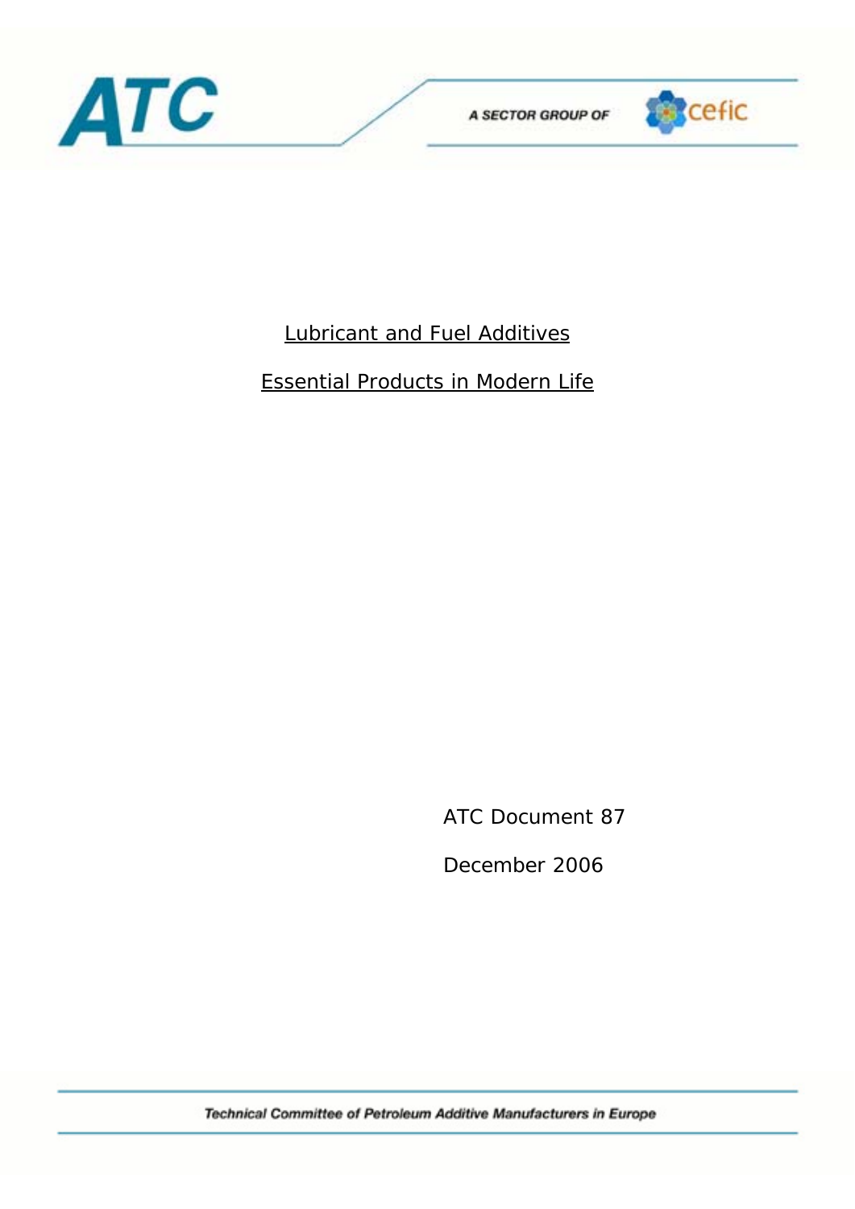ATC

A SECTOR GROUP OF cefic

# Lubricant and Fuel Additives

# Essential Products in Modern Life

ATC Document 87

December 2006

Technical Committee of Petroleum Additive Manufacturers in Europe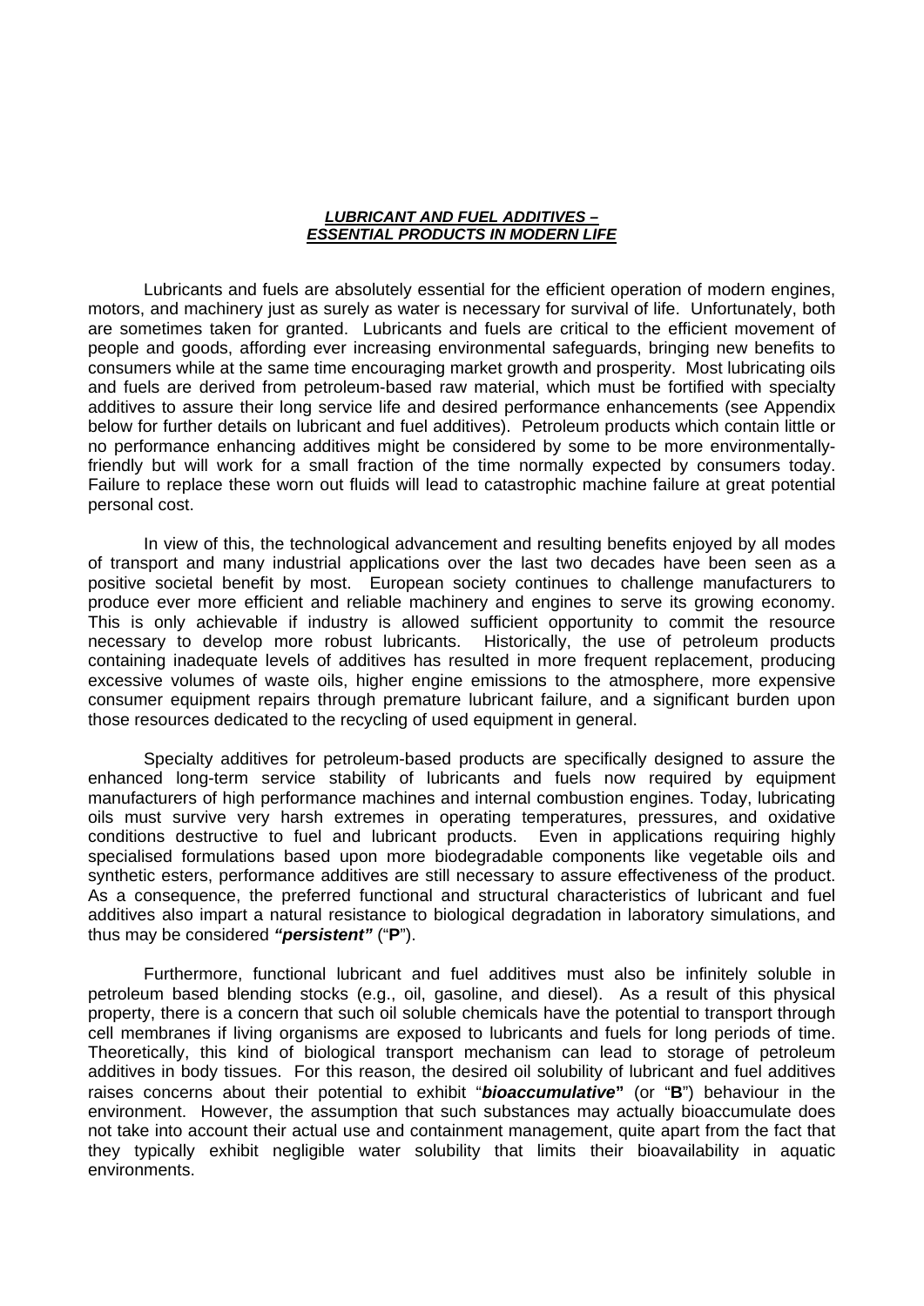***LUBRICANT AND FUEL ADDITIVES – ESSENTIAL PRODUCTS IN MODERN LIFE***

Lubricants and fuels are absolutely essential for the efficient operation of modern engines, motors, and machinery just as surely as water is necessary for survival of life. Unfortunately, both are sometimes taken for granted. Lubricants and fuels are critical to the efficient movement of people and goods, affording ever increasing environmental safeguards, bringing new benefits to consumers while at the same time encouraging market growth and prosperity. Most lubricating oils and fuels are derived from petroleum-based raw material, which must be fortified with specialty additives to assure their long service life and desired performance enhancements (see Appendix below for further details on lubricant and fuel additives). Petroleum products which contain little or no performance enhancing additives might be considered by some to be more environmentally-friendly but will work for a small fraction of the time normally expected by consumers today. Failure to replace these worn out fluids will lead to catastrophic machine failure at great potential personal cost.

In view of this, the technological advancement and resulting benefits enjoyed by all modes of transport and many industrial applications over the last two decades have been seen as a positive societal benefit by most. European society continues to challenge manufacturers to produce ever more efficient and reliable machinery and engines to serve its growing economy. This is only achievable if industry is allowed sufficient opportunity to commit the resource necessary to develop more robust lubricants. Historically, the use of petroleum products containing inadequate levels of additives has resulted in more frequent replacement, producing excessive volumes of waste oils, higher engine emissions to the atmosphere, more expensive consumer equipment repairs through premature lubricant failure, and a significant burden upon those resources dedicated to the recycling of used equipment in general.

Specialty additives for petroleum-based products are specifically designed to assure the enhanced long-term service stability of lubricants and fuels now required by equipment manufacturers of high performance machines and internal combustion engines. Today, lubricating oils must survive very harsh extremes in operating temperatures, pressures, and oxidative conditions destructive to fuel and lubricant products. Even in applications requiring highly specialised formulations based upon more biodegradable components like vegetable oils and synthetic esters, performance additives are still necessary to assure effectiveness of the product. As a consequence, the preferred functional and structural characteristics of lubricant and fuel additives also impart a natural resistance to biological degradation in laboratory simulations, and thus may be considered ***"persistent"*** ("**P**").

Furthermore, functional lubricant and fuel additives must also be infinitely soluble in petroleum based blending stocks (e.g., oil, gasoline, and diesel). As a result of this physical property, there is a concern that such oil soluble chemicals have the potential to transport through cell membranes if living organisms are exposed to lubricants and fuels for long periods of time. Theoretically, this kind of biological transport mechanism can lead to storage of petroleum additives in body tissues. For this reason, the desired oil solubility of lubricant and fuel additives raises concerns about their potential to exhibit "***bioaccumulative*"** (or "**B**") behaviour in the environment. However, the assumption that such substances may actually bioaccumulate does not take into account their actual use and containment management, quite apart from the fact that they typically exhibit negligible water solubility that limits their bioavailability in aquatic environments.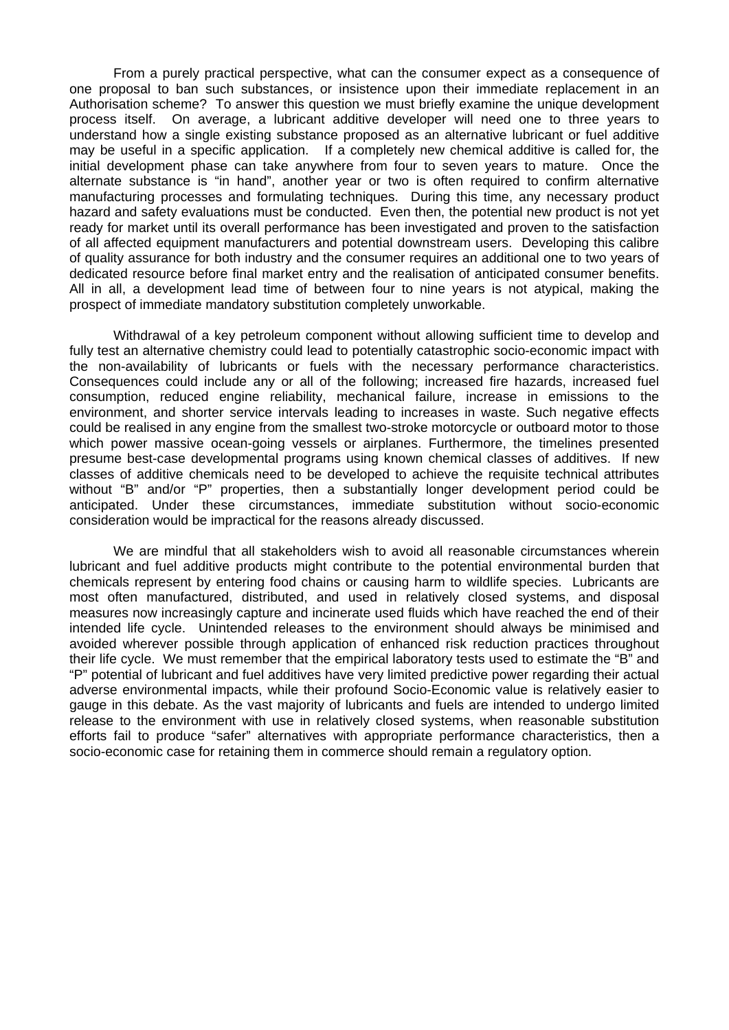From a purely practical perspective, what can the consumer expect as a consequence of one proposal to ban such substances, or insistence upon their immediate replacement in an Authorisation scheme? To answer this question we must briefly examine the unique development process itself. On average, a lubricant additive developer will need one to three years to understand how a single existing substance proposed as an alternative lubricant or fuel additive may be useful in a specific application. If a completely new chemical additive is called for, the initial development phase can take anywhere from four to seven years to mature. Once the alternate substance is "in hand", another year or two is often required to confirm alternative manufacturing processes and formulating techniques. During this time, any necessary product hazard and safety evaluations must be conducted. Even then, the potential new product is not yet ready for market until its overall performance has been investigated and proven to the satisfaction of all affected equipment manufacturers and potential downstream users. Developing this calibre of quality assurance for both industry and the consumer requires an additional one to two years of dedicated resource before final market entry and the realisation of anticipated consumer benefits. All in all, a development lead time of between four to nine years is not atypical, making the prospect of immediate mandatory substitution completely unworkable.

Withdrawal of a key petroleum component without allowing sufficient time to develop and fully test an alternative chemistry could lead to potentially catastrophic socio-economic impact with the non-availability of lubricants or fuels with the necessary performance characteristics. Consequences could include any or all of the following; increased fire hazards, increased fuel consumption, reduced engine reliability, mechanical failure, increase in emissions to the environment, and shorter service intervals leading to increases in waste. Such negative effects could be realised in any engine from the smallest two-stroke motorcycle or outboard motor to those which power massive ocean-going vessels or airplanes. Furthermore, the timelines presented presume best-case developmental programs using known chemical classes of additives. If new classes of additive chemicals need to be developed to achieve the requisite technical attributes without "B" and/or "P" properties, then a substantially longer development period could be anticipated. Under these circumstances, immediate substitution without socio-economic consideration would be impractical for the reasons already discussed.

We are mindful that all stakeholders wish to avoid all reasonable circumstances wherein lubricant and fuel additive products might contribute to the potential environmental burden that chemicals represent by entering food chains or causing harm to wildlife species. Lubricants are most often manufactured, distributed, and used in relatively closed systems, and disposal measures now increasingly capture and incinerate used fluids which have reached the end of their intended life cycle. Unintended releases to the environment should always be minimised and avoided wherever possible through application of enhanced risk reduction practices throughout their life cycle. We must remember that the empirical laboratory tests used to estimate the "B" and "P" potential of lubricant and fuel additives have very limited predictive power regarding their actual adverse environmental impacts, while their profound Socio-Economic value is relatively easier to gauge in this debate. As the vast majority of lubricants and fuels are intended to undergo limited release to the environment with use in relatively closed systems, when reasonable substitution efforts fail to produce "safer" alternatives with appropriate performance characteristics, then a socio-economic case for retaining them in commerce should remain a regulatory option.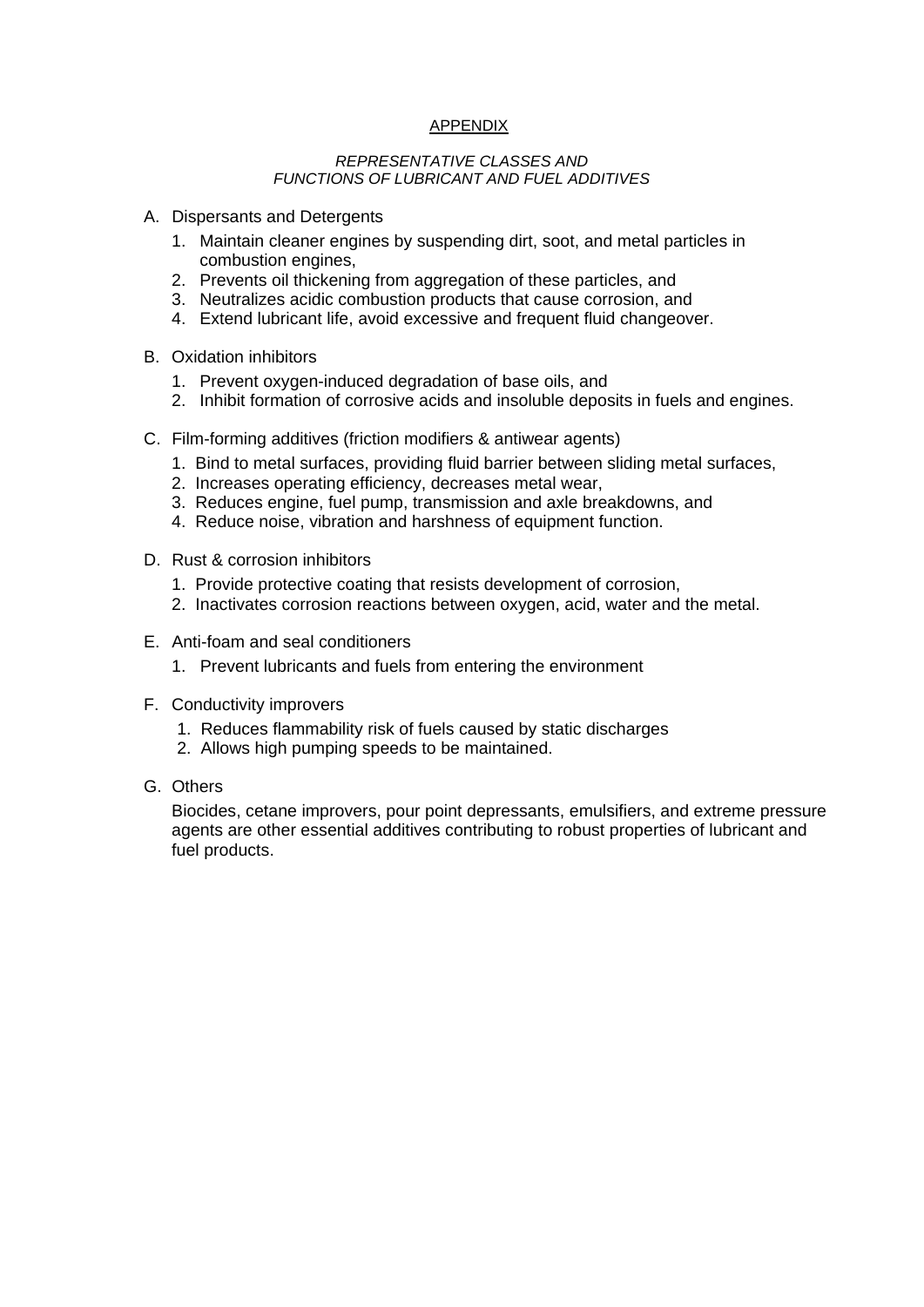## APPENDIX

### *REPRESENTATIVE CLASSES AND FUNCTIONS OF LUBRICANT AND FUEL ADDITIVES*

A. Dispersants and Detergents
   1. Maintain cleaner engines by suspending dirt, soot, and metal particles in combustion engines,
   2. Prevents oil thickening from aggregation of these particles, and
   3. Neutralizes acidic combustion products that cause corrosion, and
   4. Extend lubricant life, avoid excessive and frequent fluid changeover.

B. Oxidation inhibitors
   1. Prevent oxygen-induced degradation of base oils, and
   2. Inhibit formation of corrosive acids and insoluble deposits in fuels and engines.

C. Film-forming additives (friction modifiers & antiwear agents)
   1. Bind to metal surfaces, providing fluid barrier between sliding metal surfaces,
   2. Increases operating efficiency, decreases metal wear,
   3. Reduces engine, fuel pump, transmission and axle breakdowns, and
   4. Reduce noise, vibration and harshness of equipment function.

D. Rust & corrosion inhibitors
   1. Provide protective coating that resists development of corrosion,
   2. Inactivates corrosion reactions between oxygen, acid, water and the metal.

E. Anti-foam and seal conditioners
   1. Prevent lubricants and fuels from entering the environment

F. Conductivity improvers
   1. Reduces flammability risk of fuels caused by static discharges
   2. Allows high pumping speeds to be maintained.

G. Others

   Biocides, cetane improvers, pour point depressants, emulsifiers, and extreme pressure agents are other essential additives contributing to robust properties of lubricant and fuel products.